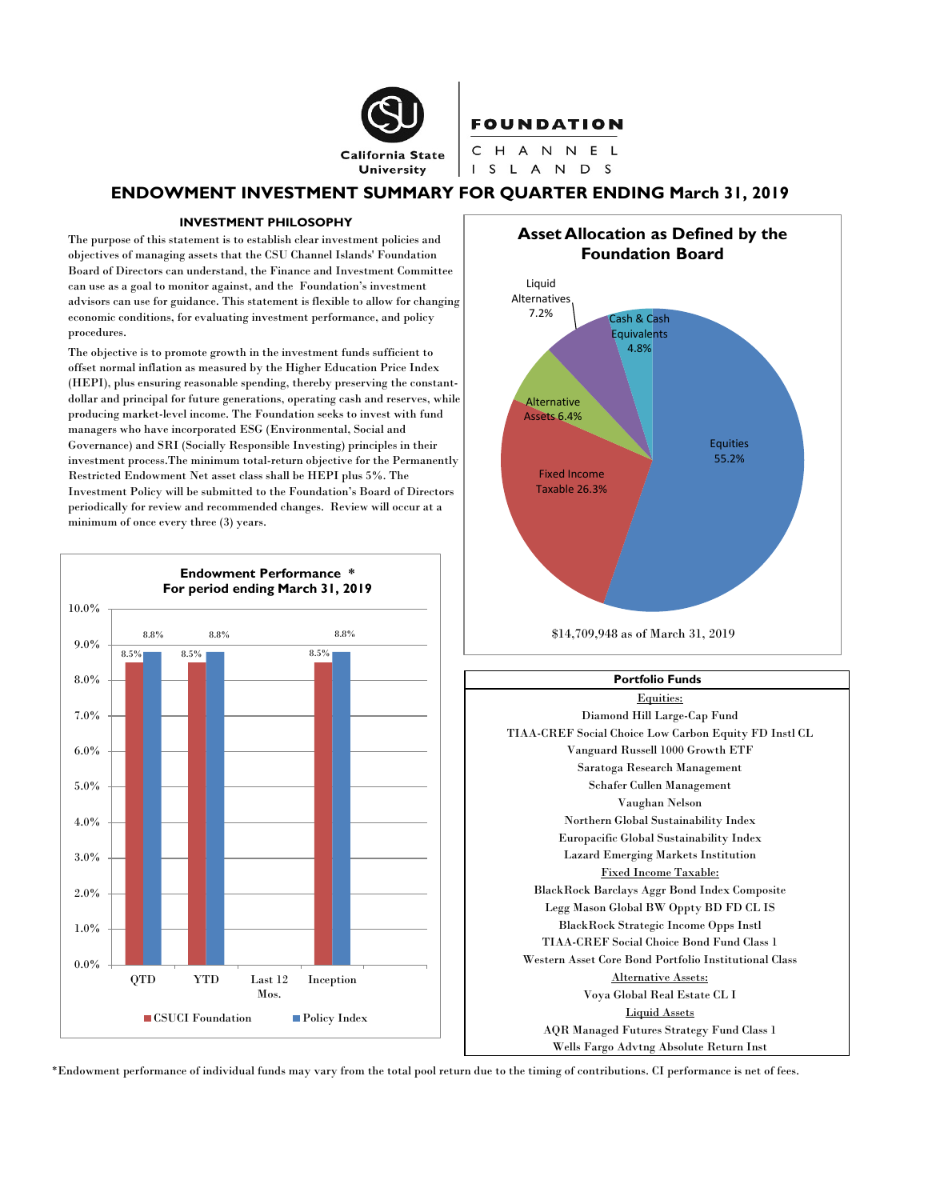California State University | FOUNDATION CHANNEL ISLANDS

# ENDOWMENT INVESTMENT SUMMARY FOR QUARTER ENDING March 31, 2019

## INVESTMENT PHILOSOPHY

The purpose of this statement is to establish clear investment policies and objectives of managing assets that the CSU Channel Islands' Foundation Board of Directors can understand, the Finance and Investment Committee can use as a goal to monitor against, and the Foundation's investment advisors can use for guidance. This statement is flexible to allow for changing economic conditions, for evaluating investment performance, and policy procedures.

The objective is to promote growth in the investment funds sufficient to offset normal inflation as measured by the Higher Education Price Index (HEPI), plus ensuring reasonable spending, thereby preserving the constant-dollar and principal for future generations, operating cash and reserves, while producing market-level income. The Foundation seeks to invest with fund managers who have incorporated ESG (Environmental, Social and Governance) and SRI (Socially Responsible Investing) principles in their investment process.The minimum total-return objective for the Permanently Restricted Endowment Net asset class shall be HEPI plus 5%. The Investment Policy will be submitted to the Foundation's Board of Directors periodically for review and recommended changes. Review will occur at a minimum of once every three (3) years.

### Endowment Performance *
### For period ending March 31, 2019

| | CSUCI Foundation | Policy Index |
|---|---|---|
| QTD | 8.5% | 8.8% |
| YTD | 8.5% | 8.8% |
| Last 12 Mos. | | |
| Inception | 8.5% | 8.8% |

### Asset Allocation as Defined by the Foundation Board

| Asset Class | Allocation |
|---|---|
| Equities | 55.2% |
| Fixed Income Taxable | 26.3% |
| Alternative Assets | 6.4% |
| Liquid Alternatives | 7.2% |
| Cash & Cash Equivalents | 4.8% |

$14,709,948 as of March 31, 2019

### Portfolio Funds

**Equities:**
- Diamond Hill Large-Cap Fund
- TIAA-CREF Social Choice Low Carbon Equity FD Instl CL
- Vanguard Russell 1000 Growth ETF
- Saratoga Research Management
- Schafer Cullen Management
- Vaughan Nelson
- Northern Global Sustainability Index
- Europacific Global Sustainability Index
- Lazard Emerging Markets Institution

**Fixed Income Taxable:**
- BlackRock Barclays Aggr Bond Index Composite
- Legg Mason Global BW Oppty BD FD CL IS
- BlackRock Strategic Income Opps Instl
- TIAA-CREF Social Choice Bond Fund Class 1
- Western Asset Core Bond Portfolio Institutional Class

**Alternative Assets:**
- Voya Global Real Estate CL I

**Liquid Assets**
- AQR Managed Futures Strategy Fund Class 1
- Wells Fargo Advtng Absolute Return Inst

*Endowment performance of individual funds may vary from the total pool return due to the timing of contributions. CI performance is net of fees.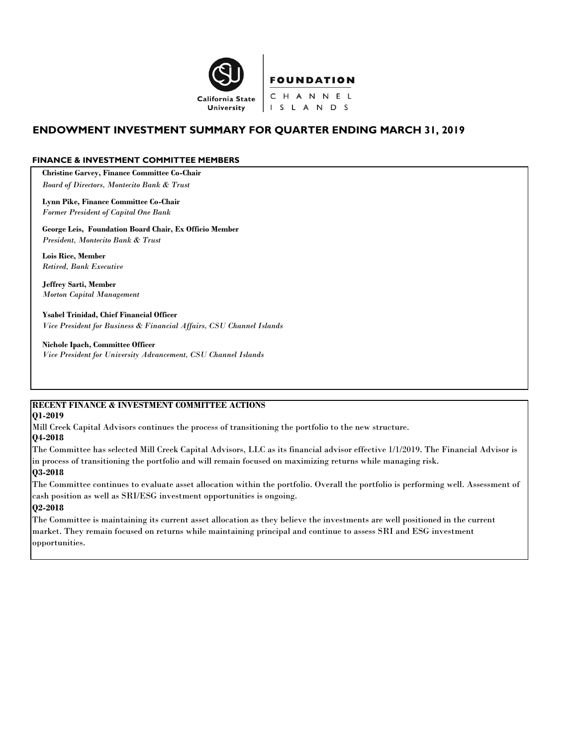California State University | FOUNDATION CHANNEL ISLANDS

# ENDOWMENT INVESTMENT SUMMARY FOR QUARTER ENDING MARCH 31, 2019

## FINANCE & INVESTMENT COMMITTEE MEMBERS

**Christine Garvey, Finance Committee Co-Chair**
*Board of Directors, Montecito Bank & Trust*

**Lynn Pike, Finance Committee Co-Chair**
*Former President of Capital One Bank*

**George Leis, Foundation Board Chair, Ex Officio Member**
*President, Montecito Bank & Trust*

**Lois Rice, Member**
*Retired, Bank Executive*

**Jeffrey Sarti, Member**
*Morton Capital Management*

**Ysabel Trinidad, Chief Financial Officer**
*Vice President for Business & Financial Affairs, CSU Channel Islands*

**Nichole Ipach, Committee Officer**
*Vice President for University Advancement, CSU Channel Islands*

## RECENT FINANCE & INVESTMENT COMMITTEE ACTIONS

**Q1-2019**

Mill Creek Capital Advisors continues the process of transitioning the portfolio to the new structure.

**Q4-2018**

The Committee has selected Mill Creek Capital Advisors, LLC as its financial advisor effective 1/1/2019. The Financial Advisor is in process of transitioning the portfolio and will remain focused on maximizing returns while managing risk.

**Q3-2018**

The Committee continues to evaluate asset allocation within the portfolio. Overall the portfolio is performing well. Assessment of cash position as well as SRI/ESG investment opportunities is ongoing.

**Q2-2018**

The Committee is maintaining its current asset allocation as they believe the investments are well positioned in the current market. They remain focused on returns while maintaining principal and continue to assess SRI and ESG investment opportunities.